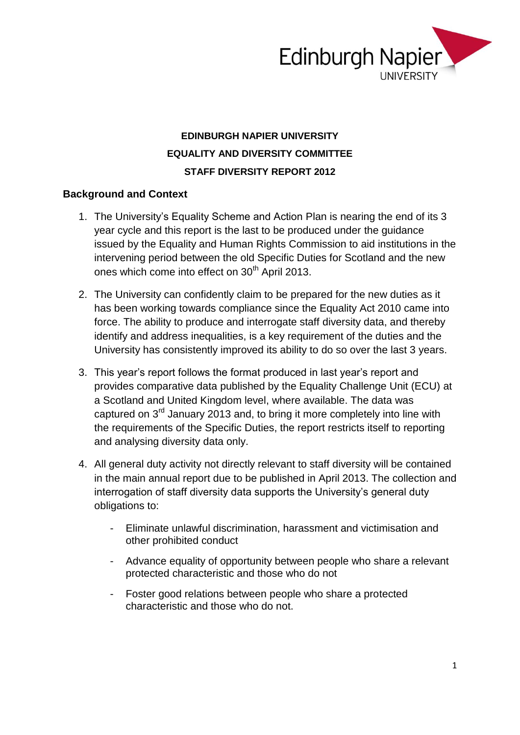**EDINBURGH NAPIER UNIVERSITY**

**EQUALITY AND DIVERSITY COMMITTEE**

**STAFF DIVERSITY REPORT 2012**

## Background and Context

1. The University's Equality Scheme and Action Plan is nearing the end of its 3 year cycle and this report is the last to be produced under the guidance issued by the Equality and Human Rights Commission to aid institutions in the intervening period between the old Specific Duties for Scotland and the new ones which come into effect on 30th April 2013.

2. The University can confidently claim to be prepared for the new duties as it has been working towards compliance since the Equality Act 2010 came into force. The ability to produce and interrogate staff diversity data, and thereby identify and address inequalities, is a key requirement of the duties and the University has consistently improved its ability to do so over the last 3 years.

3. This year's report follows the format produced in last year's report and provides comparative data published by the Equality Challenge Unit (ECU) at a Scotland and United Kingdom level, where available. The data was captured on 3rd January 2013 and, to bring it more completely into line with the requirements of the Specific Duties, the report restricts itself to reporting and analysing diversity data only.

4. All general duty activity not directly relevant to staff diversity will be contained in the main annual report due to be published in April 2013. The collection and interrogation of staff diversity data supports the University's general duty obligations to:

   - Eliminate unlawful discrimination, harassment and victimisation and other prohibited conduct
   - Advance equality of opportunity between people who share a relevant protected characteristic and those who do not
   - Foster good relations between people who share a protected characteristic and those who do not.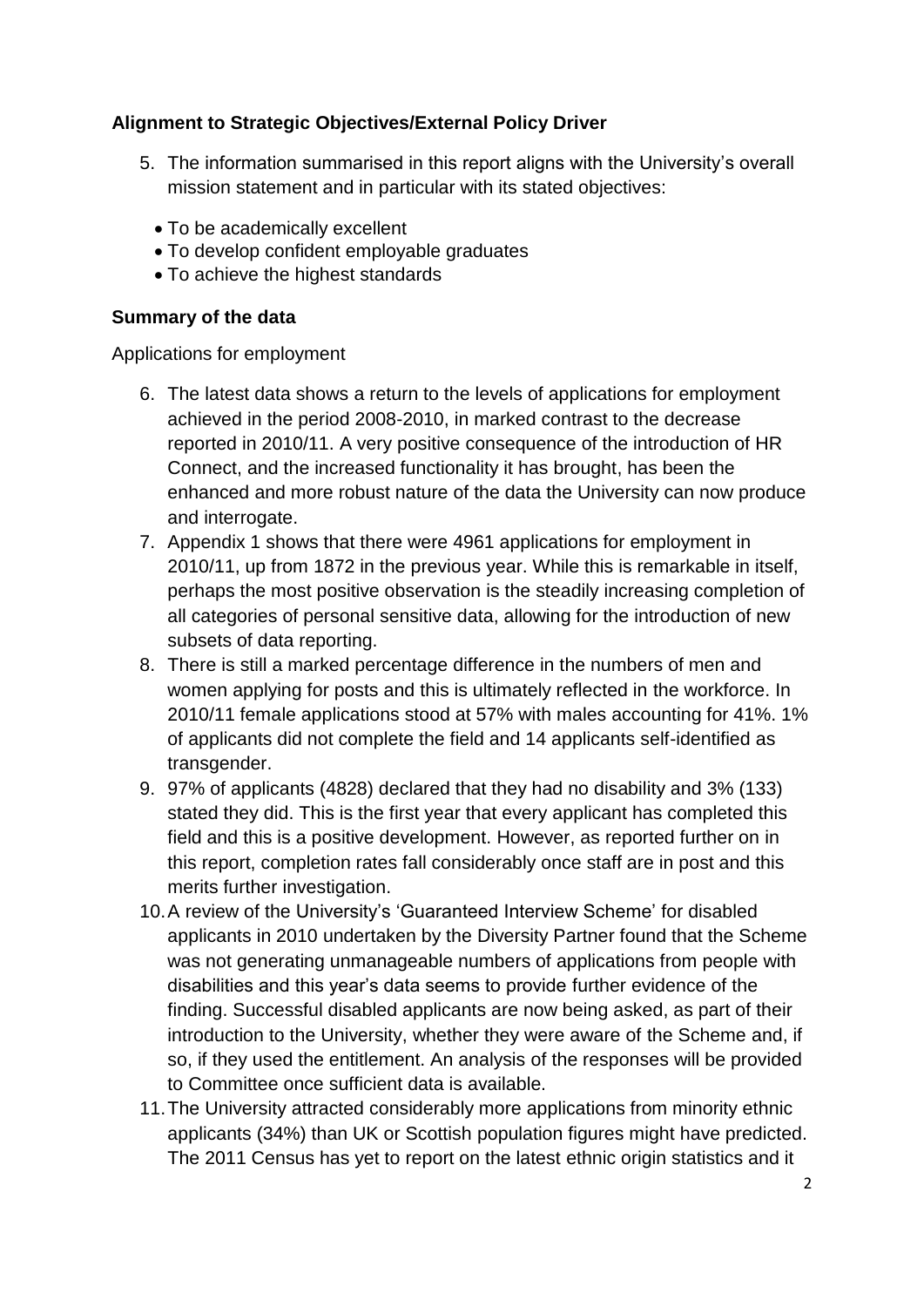**Alignment to Strategic Objectives/External Policy Driver**

5. The information summarised in this report aligns with the University's overall mission statement and in particular with its stated objectives:
   - To be academically excellent
   - To develop confident employable graduates
   - To achieve the highest standards

**Summary of the data**

Applications for employment

6. The latest data shows a return to the levels of applications for employment achieved in the period 2008-2010, in marked contrast to the decrease reported in 2010/11. A very positive consequence of the introduction of HR Connect, and the increased functionality it has brought, has been the enhanced and more robust nature of the data the University can now produce and interrogate.
7. Appendix 1 shows that there were 4961 applications for employment in 2010/11, up from 1872 in the previous year. While this is remarkable in itself, perhaps the most positive observation is the steadily increasing completion of all categories of personal sensitive data, allowing for the introduction of new subsets of data reporting.
8. There is still a marked percentage difference in the numbers of men and women applying for posts and this is ultimately reflected in the workforce. In 2010/11 female applications stood at 57% with males accounting for 41%. 1% of applicants did not complete the field and 14 applicants self-identified as transgender.
9. 97% of applicants (4828) declared that they had no disability and 3% (133) stated they did. This is the first year that every applicant has completed this field and this is a positive development. However, as reported further on in this report, completion rates fall considerably once staff are in post and this merits further investigation.
10. A review of the University's 'Guaranteed Interview Scheme' for disabled applicants in 2010 undertaken by the Diversity Partner found that the Scheme was not generating unmanageable numbers of applications from people with disabilities and this year's data seems to provide further evidence of the finding. Successful disabled applicants are now being asked, as part of their introduction to the University, whether they were aware of the Scheme and, if so, if they used the entitlement. An analysis of the responses will be provided to Committee once sufficient data is available.
11. The University attracted considerably more applications from minority ethnic applicants (34%) than UK or Scottish population figures might have predicted. The 2011 Census has yet to report on the latest ethnic origin statistics and it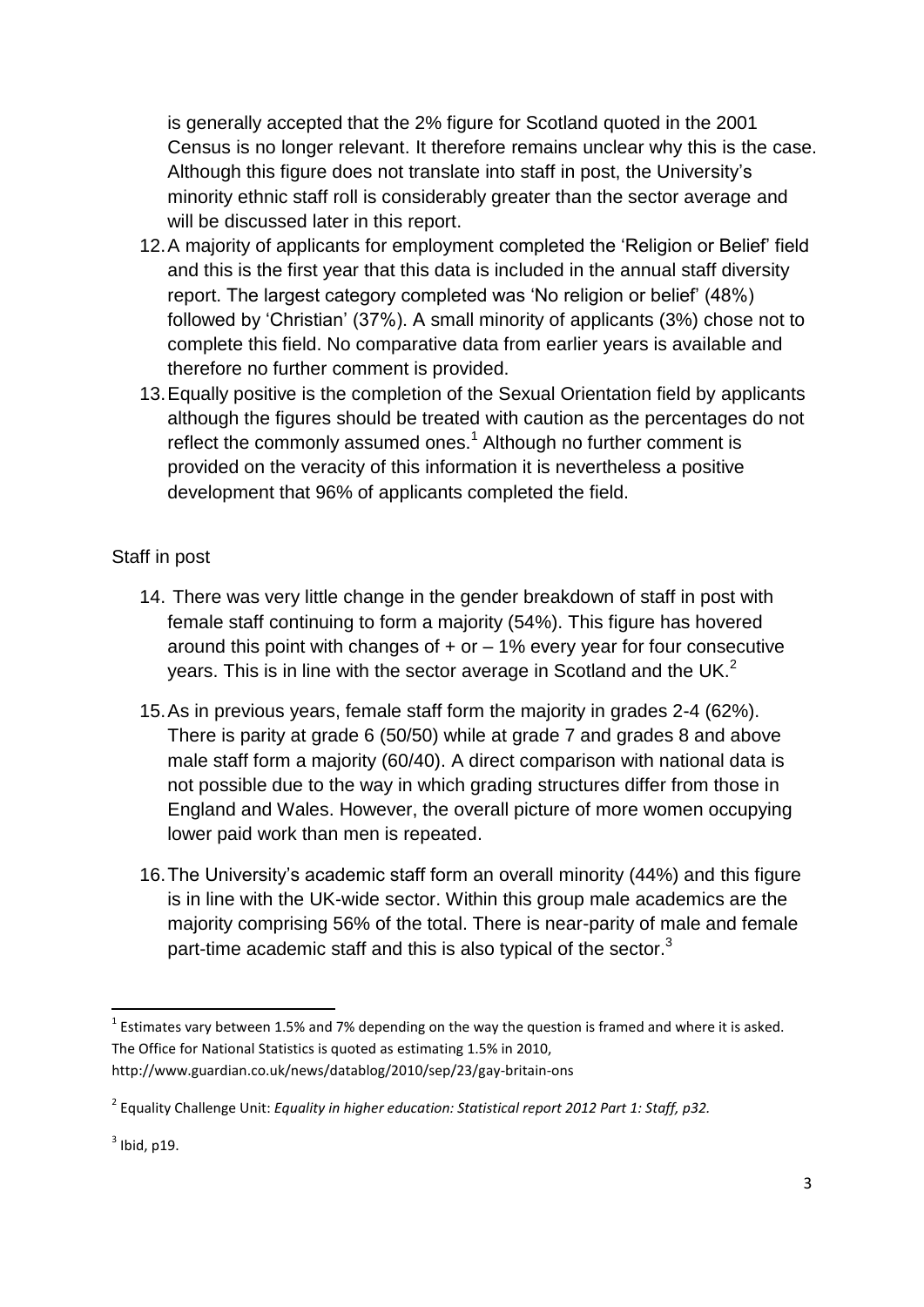is generally accepted that the 2% figure for Scotland quoted in the 2001 Census is no longer relevant. It therefore remains unclear why this is the case. Although this figure does not translate into staff in post, the University's minority ethnic staff roll is considerably greater than the sector average and will be discussed later in this report.

12. A majority of applicants for employment completed the 'Religion or Belief' field and this is the first year that this data is included in the annual staff diversity report. The largest category completed was 'No religion or belief' (48%) followed by 'Christian' (37%). A small minority of applicants (3%) chose not to complete this field. No comparative data from earlier years is available and therefore no further comment is provided.
13. Equally positive is the completion of the Sexual Orientation field by applicants although the figures should be treated with caution as the percentages do not reflect the commonly assumed ones.[1] Although no further comment is provided on the veracity of this information it is nevertheless a positive development that 96% of applicants completed the field.

Staff in post

14. There was very little change in the gender breakdown of staff in post with female staff continuing to form a majority (54%). This figure has hovered around this point with changes of + or – 1% every year for four consecutive years. This is in line with the sector average in Scotland and the UK.[2]
15. As in previous years, female staff form the majority in grades 2-4 (62%). There is parity at grade 6 (50/50) while at grade 7 and grades 8 and above male staff form a majority (60/40). A direct comparison with national data is not possible due to the way in which grading structures differ from those in England and Wales. However, the overall picture of more women occupying lower paid work than men is repeated.
16. The University's academic staff form an overall minority (44%) and this figure is in line with the UK-wide sector. Within this group male academics are the majority comprising 56% of the total. There is near-parity of male and female part-time academic staff and this is also typical of the sector.[3]

---

[1] Estimates vary between 1.5% and 7% depending on the way the question is framed and where it is asked. The Office for National Statistics is quoted as estimating 1.5% in 2010, http://www.guardian.co.uk/news/datablog/2010/sep/23/gay-britain-ons

[2] Equality Challenge Unit: *Equality in higher education: Statistical report 2012 Part 1: Staff, p32.*

[3] Ibid, p19.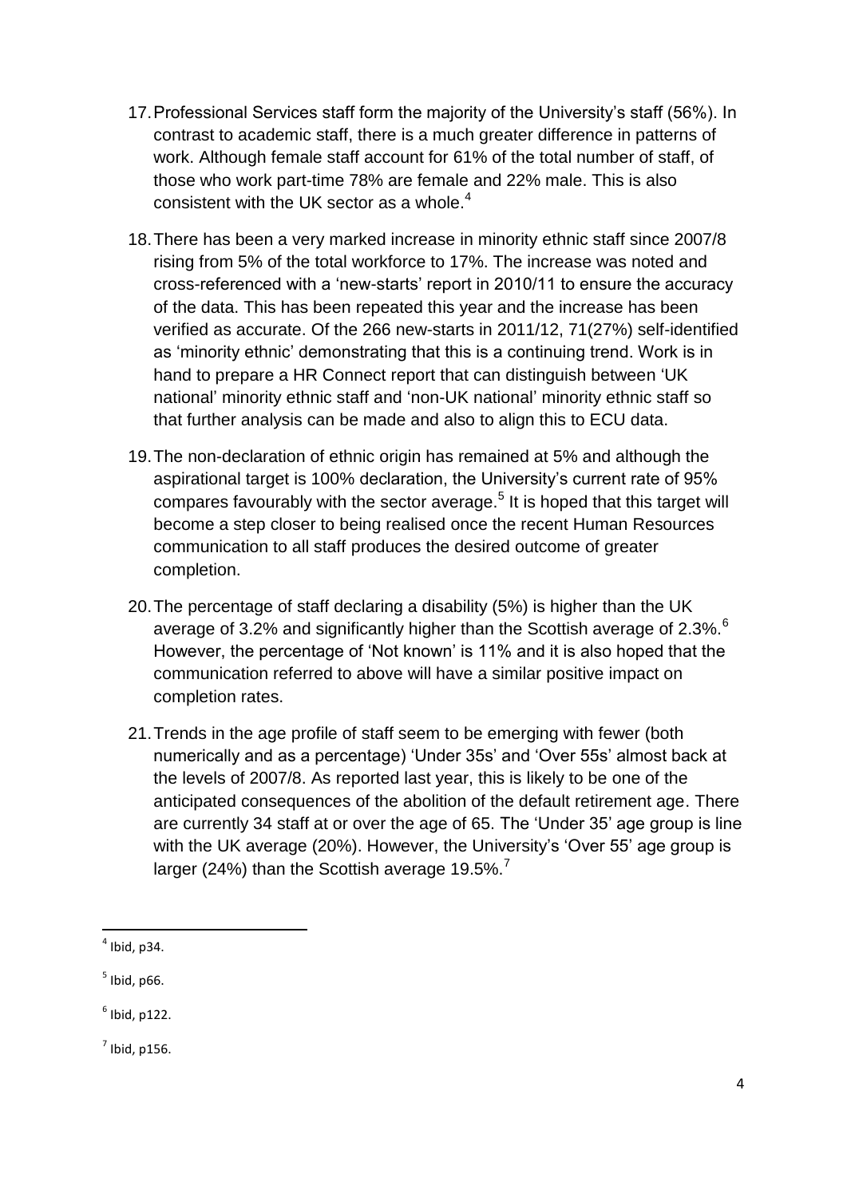17. Professional Services staff form the majority of the University's staff (56%). In contrast to academic staff, there is a much greater difference in patterns of work. Although female staff account for 61% of the total number of staff, of those who work part-time 78% are female and 22% male. This is also consistent with the UK sector as a whole.[4]

18. There has been a very marked increase in minority ethnic staff since 2007/8 rising from 5% of the total workforce to 17%. The increase was noted and cross-referenced with a 'new-starts' report in 2010/11 to ensure the accuracy of the data. This has been repeated this year and the increase has been verified as accurate. Of the 266 new-starts in 2011/12, 71(27%) self-identified as 'minority ethnic' demonstrating that this is a continuing trend. Work is in hand to prepare a HR Connect report that can distinguish between 'UK national' minority ethnic staff and 'non-UK national' minority ethnic staff so that further analysis can be made and also to align this to ECU data.

19. The non-declaration of ethnic origin has remained at 5% and although the aspirational target is 100% declaration, the University's current rate of 95% compares favourably with the sector average.[5] It is hoped that this target will become a step closer to being realised once the recent Human Resources communication to all staff produces the desired outcome of greater completion.

20. The percentage of staff declaring a disability (5%) is higher than the UK average of 3.2% and significantly higher than the Scottish average of 2.3%.[6] However, the percentage of 'Not known' is 11% and it is also hoped that the communication referred to above will have a similar positive impact on completion rates.

21. Trends in the age profile of staff seem to be emerging with fewer (both numerically and as a percentage) 'Under 35s' and 'Over 55s' almost back at the levels of 2007/8. As reported last year, this is likely to be one of the anticipated consequences of the abolition of the default retirement age. There are currently 34 staff at or over the age of 65. The 'Under 35' age group is line with the UK average (20%). However, the University's 'Over 55' age group is larger (24%) than the Scottish average 19.5%.[7]

---

[4] Ibid, p34.

[5] Ibid, p66.

[6] Ibid, p122.

[7] Ibid, p156.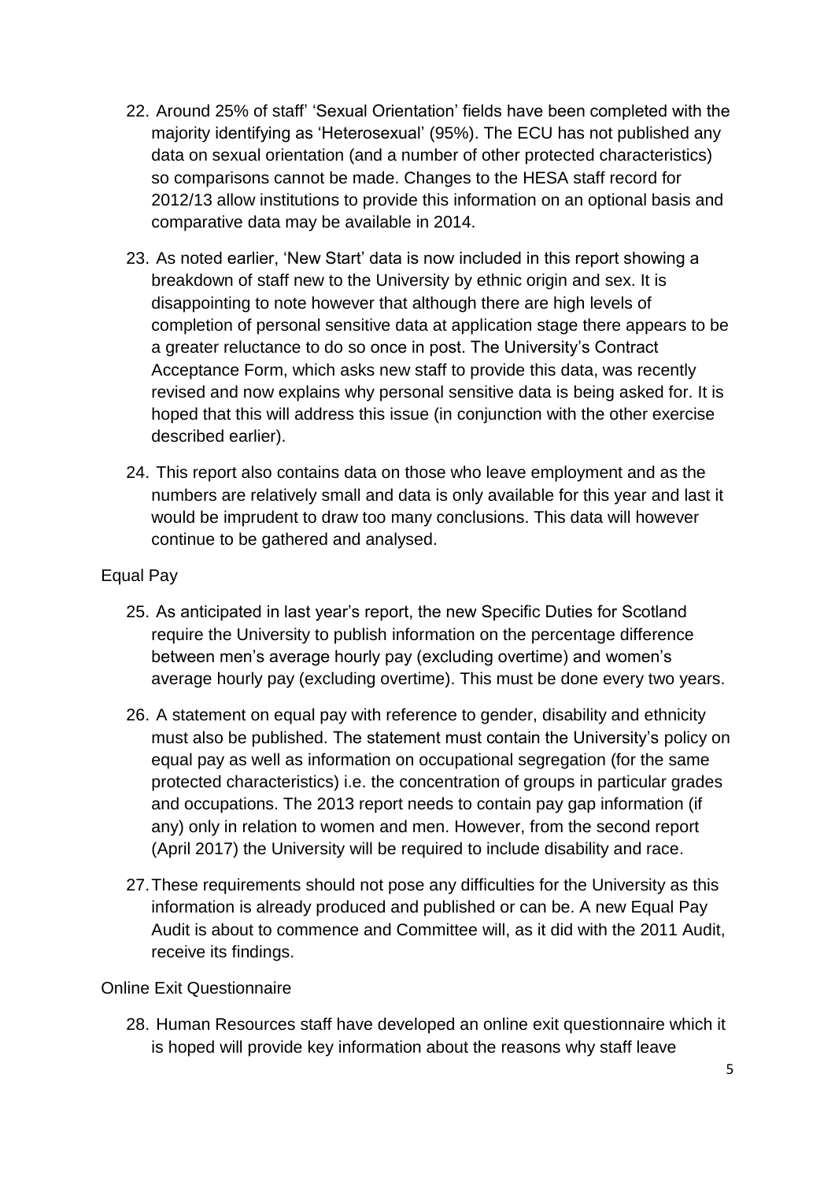22. Around 25% of staff' 'Sexual Orientation' fields have been completed with the majority identifying as 'Heterosexual' (95%). The ECU has not published any data on sexual orientation (and a number of other protected characteristics) so comparisons cannot be made. Changes to the HESA staff record for 2012/13 allow institutions to provide this information on an optional basis and comparative data may be available in 2014.

23. As noted earlier, 'New Start' data is now included in this report showing a breakdown of staff new to the University by ethnic origin and sex. It is disappointing to note however that although there are high levels of completion of personal sensitive data at application stage there appears to be a greater reluctance to do so once in post. The University's Contract Acceptance Form, which asks new staff to provide this data, was recently revised and now explains why personal sensitive data is being asked for. It is hoped that this will address this issue (in conjunction with the other exercise described earlier).

24. This report also contains data on those who leave employment and as the numbers are relatively small and data is only available for this year and last it would be imprudent to draw too many conclusions. This data will however continue to be gathered and analysed.

Equal Pay

25. As anticipated in last year's report, the new Specific Duties for Scotland require the University to publish information on the percentage difference between men's average hourly pay (excluding overtime) and women's average hourly pay (excluding overtime). This must be done every two years.

26. A statement on equal pay with reference to gender, disability and ethnicity must also be published. The statement must contain the University's policy on equal pay as well as information on occupational segregation (for the same protected characteristics) i.e. the concentration of groups in particular grades and occupations. The 2013 report needs to contain pay gap information (if any) only in relation to women and men. However, from the second report (April 2017) the University will be required to include disability and race.

27. These requirements should not pose any difficulties for the University as this information is already produced and published or can be. A new Equal Pay Audit is about to commence and Committee will, as it did with the 2011 Audit, receive its findings.

Online Exit Questionnaire

28. Human Resources staff have developed an online exit questionnaire which it is hoped will provide key information about the reasons why staff leave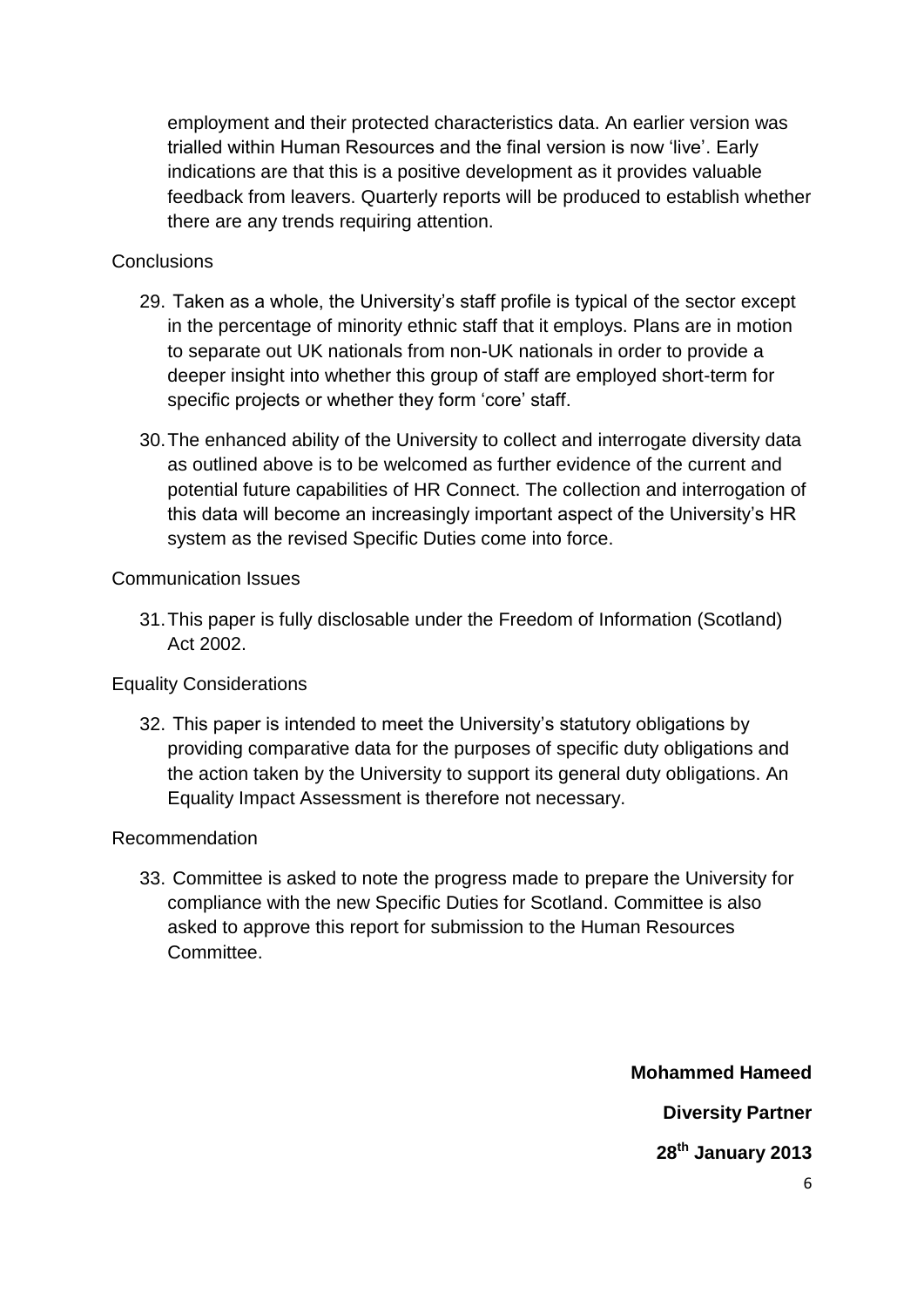employment and their protected characteristics data. An earlier version was trialled within Human Resources and the final version is now 'live'. Early indications are that this is a positive development as it provides valuable feedback from leavers. Quarterly reports will be produced to establish whether there are any trends requiring attention.

Conclusions

29. Taken as a whole, the University's staff profile is typical of the sector except in the percentage of minority ethnic staff that it employs. Plans are in motion to separate out UK nationals from non-UK nationals in order to provide a deeper insight into whether this group of staff are employed short-term for specific projects or whether they form 'core' staff.

30. The enhanced ability of the University to collect and interrogate diversity data as outlined above is to be welcomed as further evidence of the current and potential future capabilities of HR Connect. The collection and interrogation of this data will become an increasingly important aspect of the University's HR system as the revised Specific Duties come into force.

Communication Issues

31. This paper is fully disclosable under the Freedom of Information (Scotland) Act 2002.

Equality Considerations

32. This paper is intended to meet the University's statutory obligations by providing comparative data for the purposes of specific duty obligations and the action taken by the University to support its general duty obligations. An Equality Impact Assessment is therefore not necessary.

Recommendation

33. Committee is asked to note the progress made to prepare the University for compliance with the new Specific Duties for Scotland. Committee is also asked to approve this report for submission to the Human Resources Committee.

**Mohammed Hameed**

**Diversity Partner**

**28th January 2013**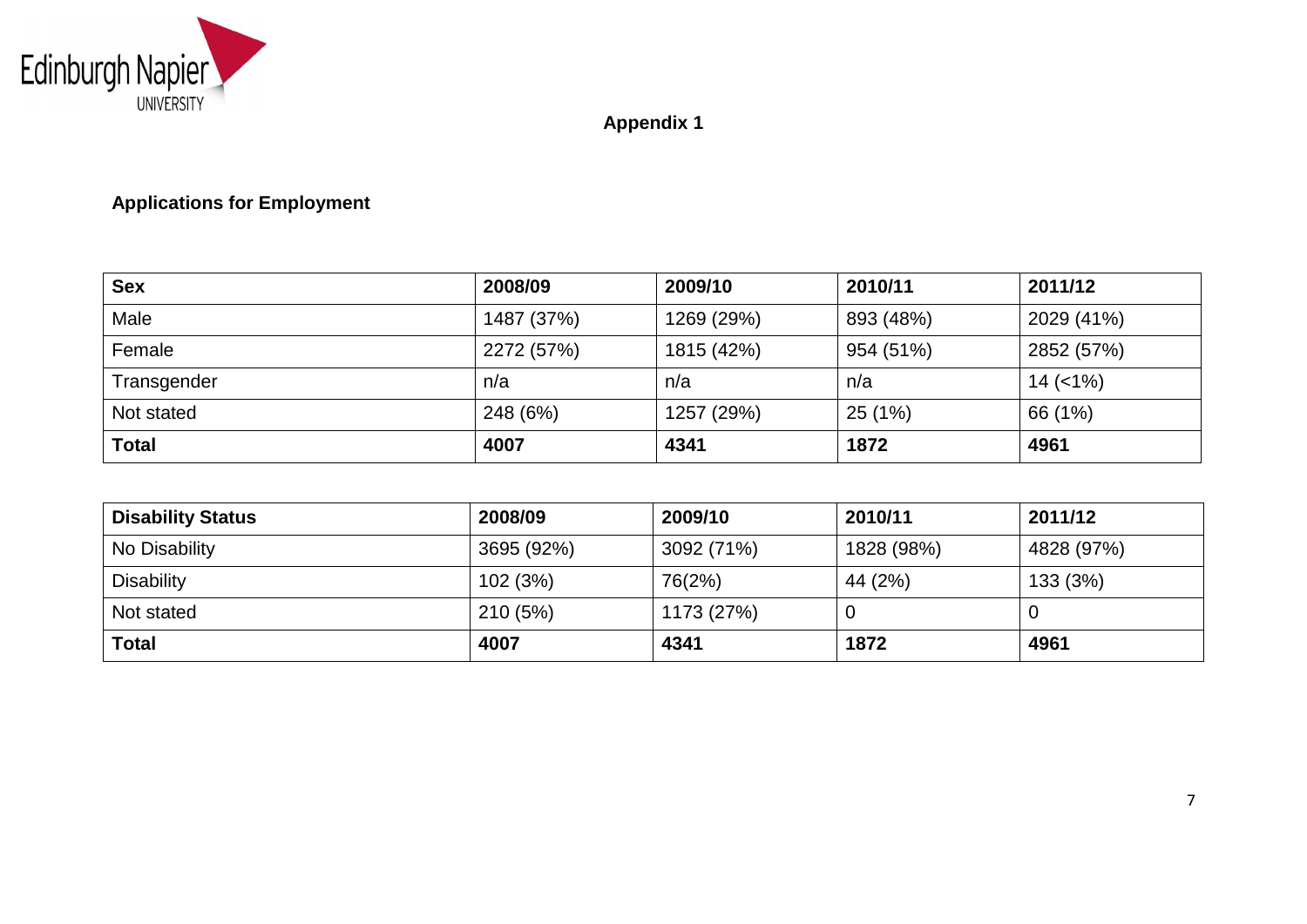**Appendix 1**

## Applications for Employment

| **Sex** | **2008/09** | **2009/10** | **2010/11** | **2011/12** |
|---|---|---|---|---|
| Male | 1487 (37%) | 1269 (29%) | 893 (48%) | 2029 (41%) |
| Female | 2272 (57%) | 1815 (42%) | 954 (51%) | 2852 (57%) |
| Transgender | n/a | n/a | n/a | 14 (<1%) |
| Not stated | 248 (6%) | 1257 (29%) | 25 (1%) | 66 (1%) |
| **Total** | **4007** | **4341** | **1872** | **4961** |

| **Disability Status** | **2008/09** | **2009/10** | **2010/11** | **2011/12** |
|---|---|---|---|---|
| No Disability | 3695 (92%) | 3092 (71%) | 1828 (98%) | 4828 (97%) |
| Disability | 102 (3%) | 76(2%) | 44 (2%) | 133 (3%) |
| Not stated | 210 (5%) | 1173 (27%) | 0 | 0 |
| **Total** | **4007** | **4341** | **1872** | **4961** |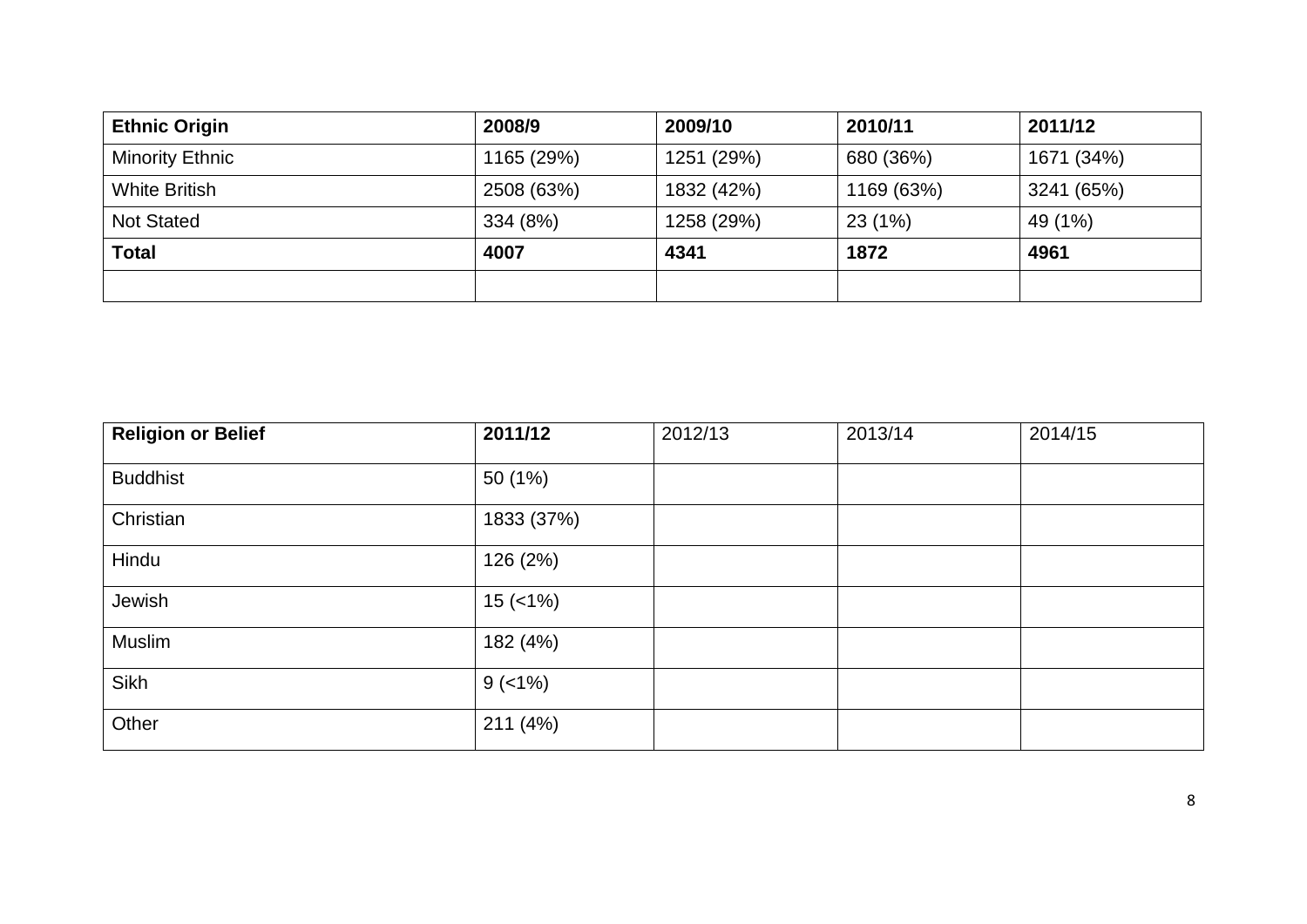| Ethnic Origin | 2008/9 | 2009/10 | 2010/11 | 2011/12 |
|---|---|---|---|---|
| Minority Ethnic | 1165 (29%) | 1251 (29%) | 680 (36%) | 1671 (34%) |
| White British | 2508 (63%) | 1832 (42%) | 1169 (63%) | 3241 (65%) |
| Not Stated | 334 (8%) | 1258 (29%) | 23 (1%) | 49 (1%) |
| **Total** | **4007** | **4341** | **1872** | **4961** |
| | | | | |

| Religion or Belief | 2011/12 | 2012/13 | 2013/14 | 2014/15 |
|---|---|---|---|---|
| Buddhist | 50 (1%) | | | |
| Christian | 1833 (37%) | | | |
| Hindu | 126 (2%) | | | |
| Jewish | 15 (<1%) | | | |
| Muslim | 182 (4%) | | | |
| Sikh | 9 (<1%) | | | |
| Other | 211 (4%) | | | |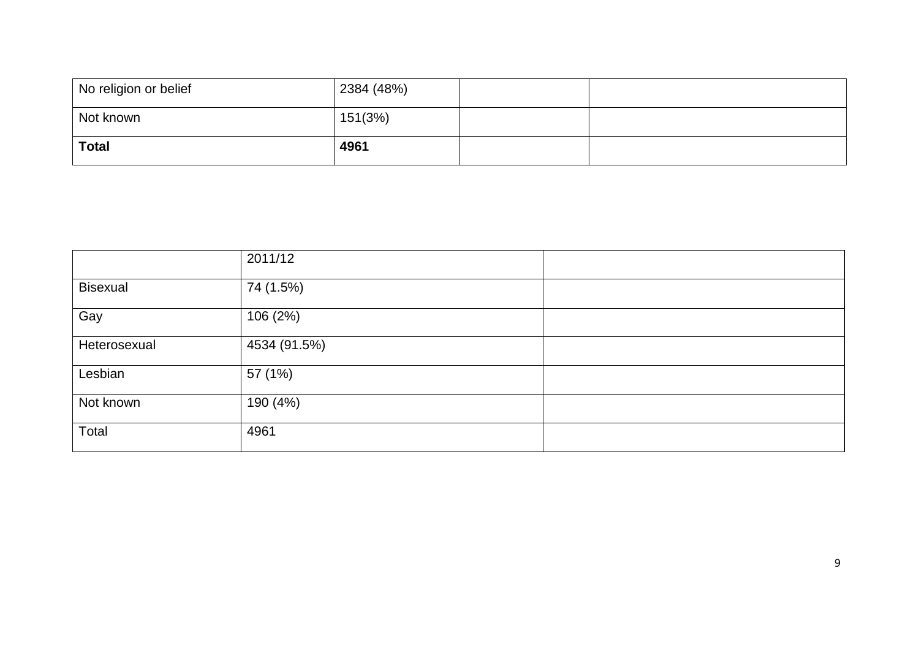| No religion or belief | 2384 (48%) | | |
|---|---|---|---|
| Not known | 151(3%) | | |
| **Total** | **4961** | | |

| | 2011/12 | |
|---|---|---|
| Bisexual | 74 (1.5%) | |
| Gay | 106 (2%) | |
| Heterosexual | 4534 (91.5%) | |
| Lesbian | 57 (1%) | |
| Not known | 190 (4%) | |
| Total | 4961 | |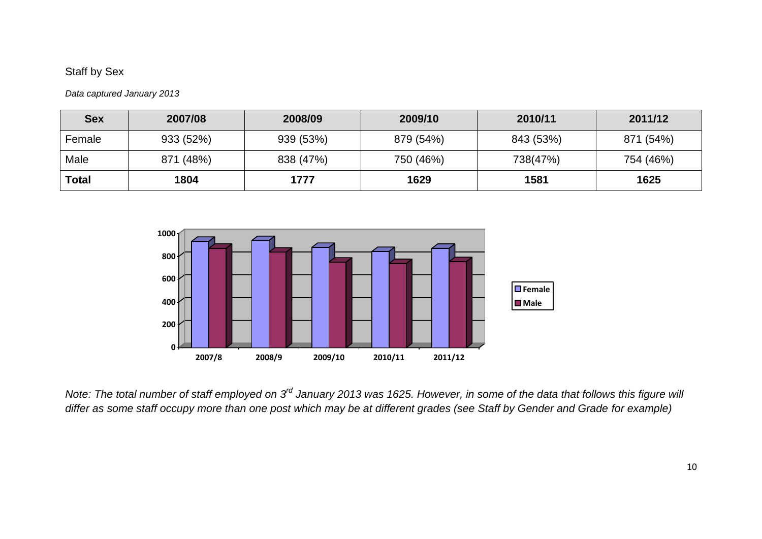Staff by Sex

*Data captured January 2013*

| Sex | 2007/08 | 2008/09 | 2009/10 | 2010/11 | 2011/12 |
|---|---|---|---|---|---|
| Female | 933 (52%) | 939 (53%) | 879 (54%) | 843 (53%) | 871 (54%) |
| Male | 871 (48%) | 838 (47%) | 750 (46%) | 738(47%) | 754 (46%) |
| **Total** | **1804** | **1777** | **1629** | **1581** | **1625** |

*Note: The total number of staff employed on 3rd January 2013 was 1625. However, in some of the data that follows this figure will differ as some staff occupy more than one post which may be at different grades (see Staff by Gender and Grade for example)*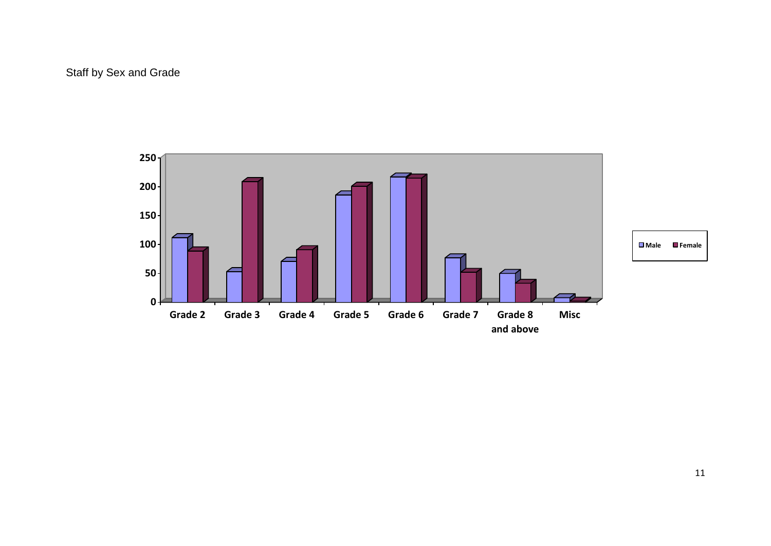Staff by Sex and Grade

250
200
150
100
50
0

Grade 2 | Grade 3 | Grade 4 | Grade 5 | Grade 6 | Grade 7 | Grade 8 and above | Misc

Male | Female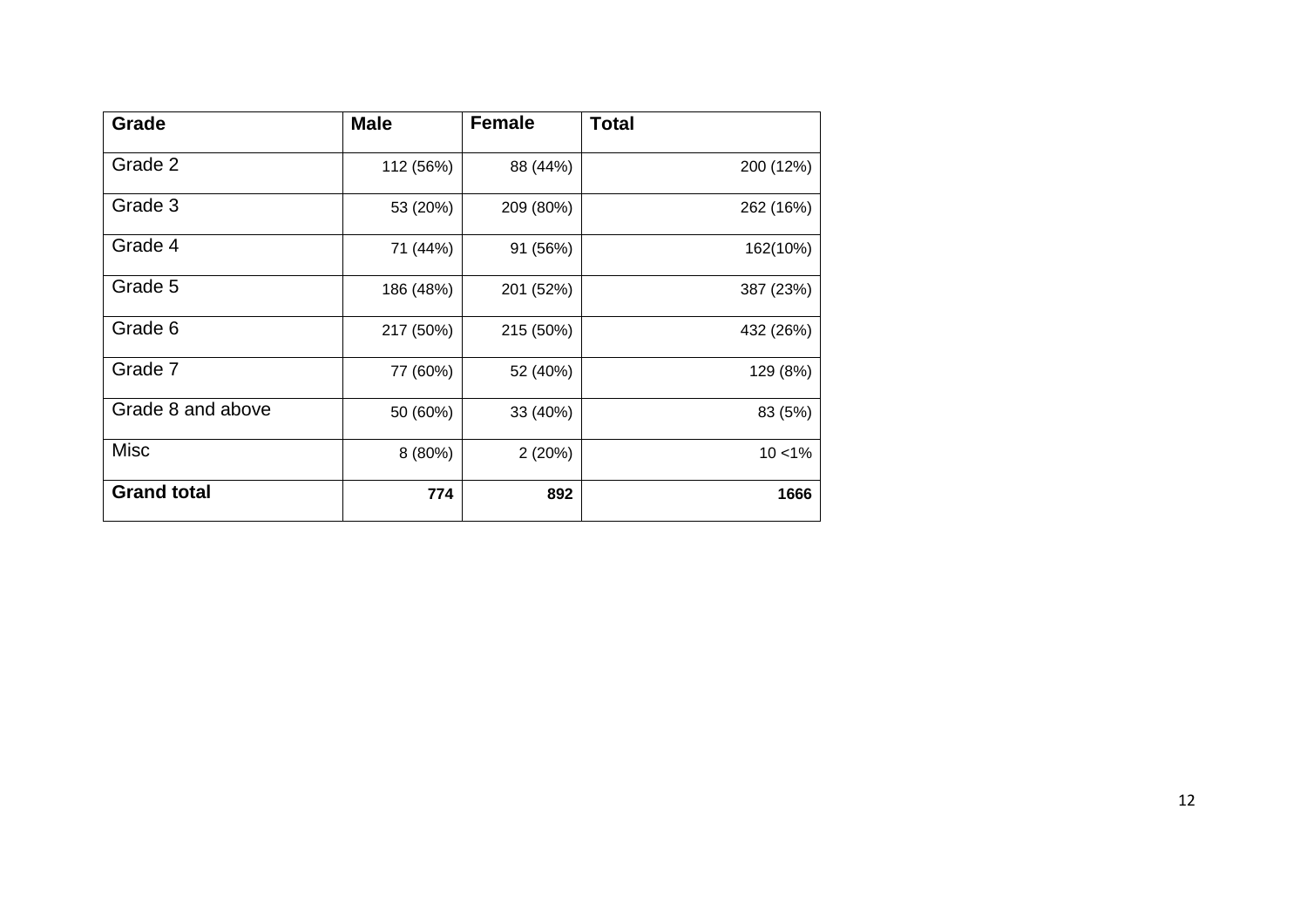| Grade | Male | Female | Total |
|---|---|---|---|
| Grade 2 | 112 (56%) | 88 (44%) | 200 (12%) |
| Grade 3 | 53 (20%) | 209 (80%) | 262 (16%) |
| Grade 4 | 71 (44%) | 91 (56%) | 162(10%) |
| Grade 5 | 186 (48%) | 201 (52%) | 387 (23%) |
| Grade 6 | 217 (50%) | 215 (50%) | 432 (26%) |
| Grade 7 | 77 (60%) | 52 (40%) | 129 (8%) |
| Grade 8 and above | 50 (60%) | 33 (40%) | 83 (5%) |
| Misc | 8 (80%) | 2 (20%) | 10 <1% |
| **Grand total** | **774** | **892** | **1666** |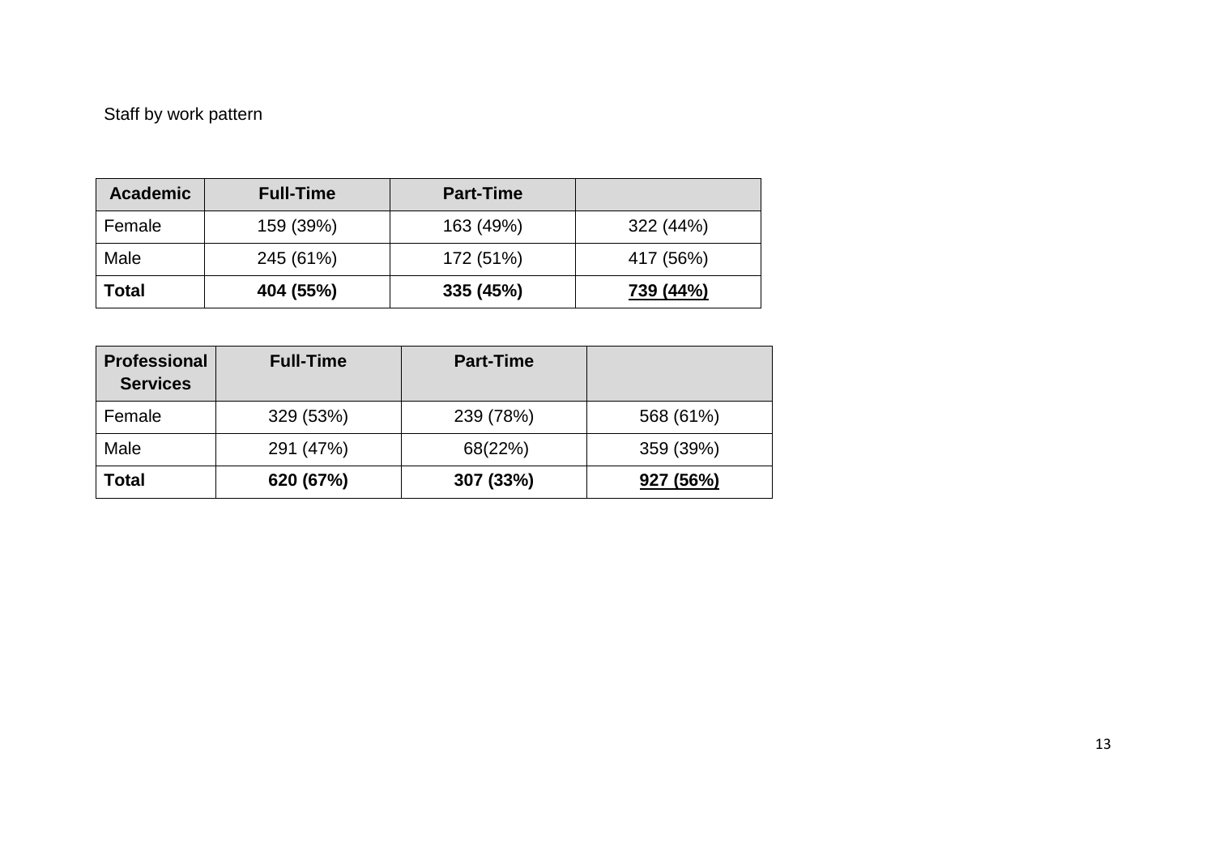Staff by work pattern

| **Academic** | **Full-Time** | **Part-Time** | |
|---|---|---|---|
| Female | 159 (39%) | 163 (49%) | 322 (44%) |
| Male | 245 (61%) | 172 (51%) | 417 (56%) |
| **Total** | **404 (55%)** | **335 (45%)** | **739 (44%)** |

| **Professional Services** | **Full-Time** | **Part-Time** | |
|---|---|---|---|
| Female | 329 (53%) | 239 (78%) | 568 (61%) |
| Male | 291 (47%) | 68(22%) | 359 (39%) |
| **Total** | **620 (67%)** | **307 (33%)** | **927 (56%)** |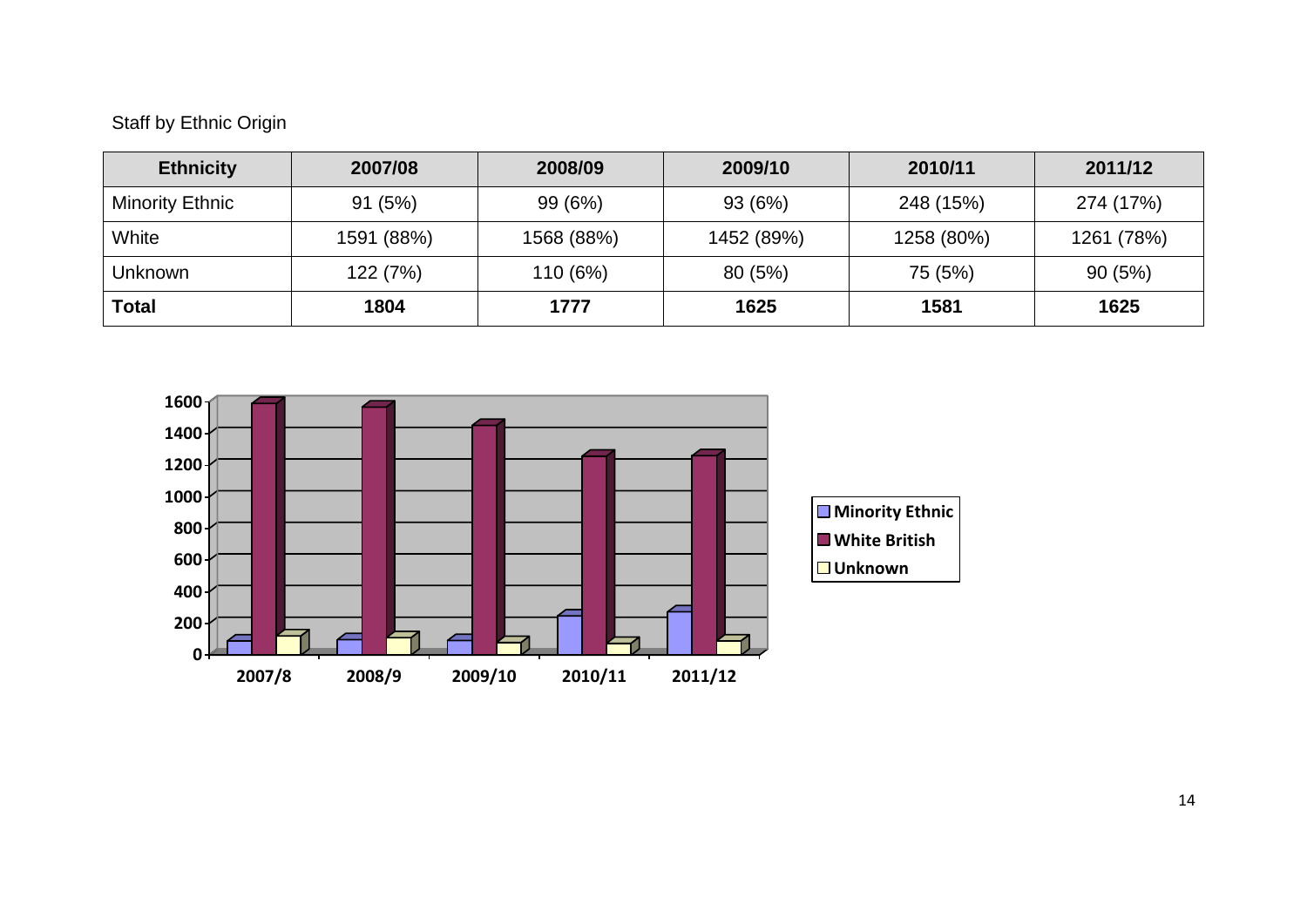Staff by Ethnic Origin

| **Ethnicity** | **2007/08** | **2008/09** | **2009/10** | **2010/11** | **2011/12** |
|---|---|---|---|---|---|
| Minority Ethnic | 91 (5%) | 99 (6%) | 93 (6%) | 248 (15%) | 274 (17%) |
| White | 1591 (88%) | 1568 (88%) | 1452 (89%) | 1258 (80%) | 1261 (78%) |
| Unknown | 122 (7%) | 110 (6%) | 80 (5%) | 75 (5%) | 90 (5%) |
| **Total** | **1804** | **1777** | **1625** | **1581** | **1625** |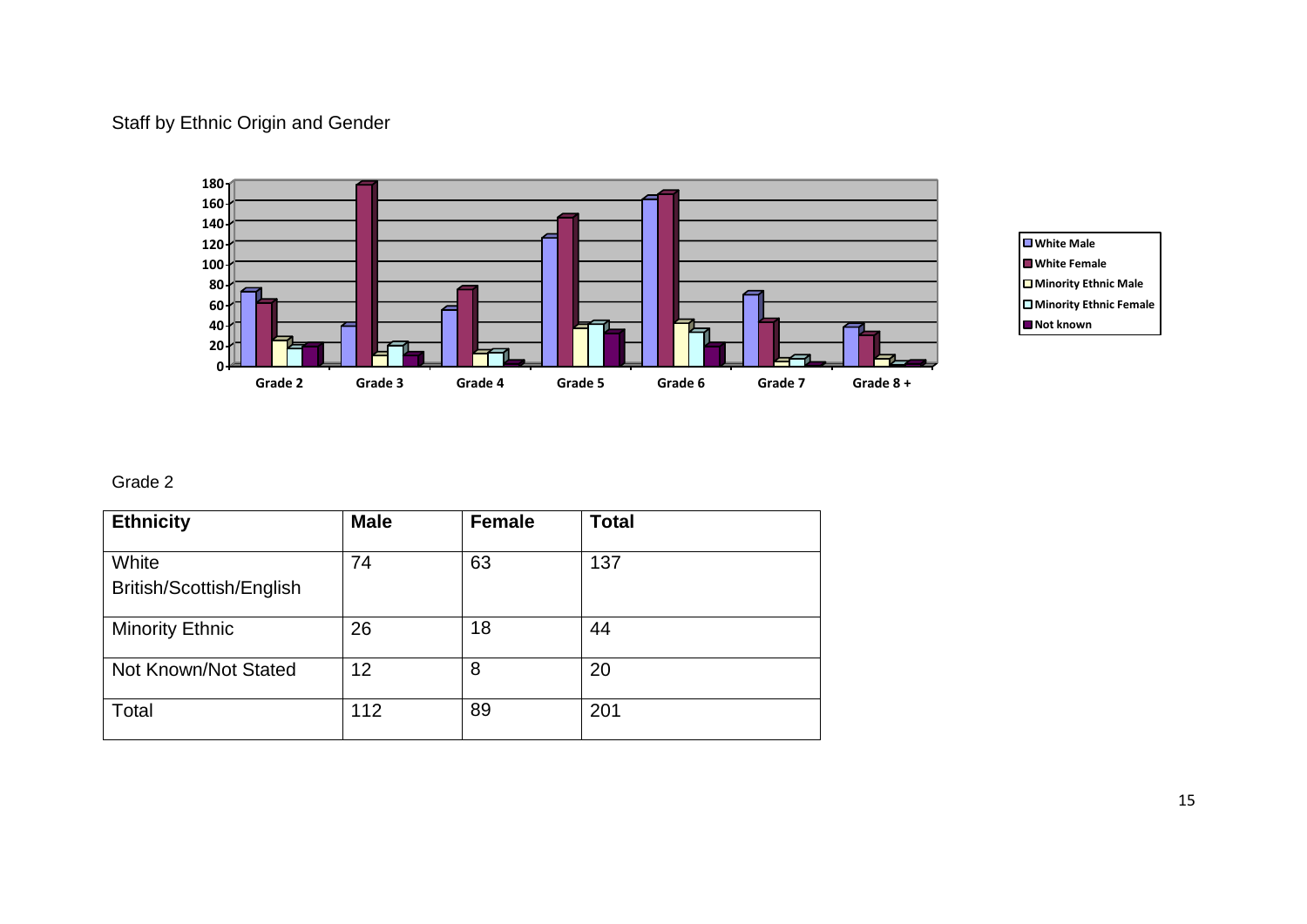Staff by Ethnic Origin and Gender

Grade 2

| Ethnicity | Male | Female | Total |
|---|---|---|---|
| White British/Scottish/English | 74 | 63 | 137 |
| Minority Ethnic | 26 | 18 | 44 |
| Not Known/Not Stated | 12 | 8 | 20 |
| Total | 112 | 89 | 201 |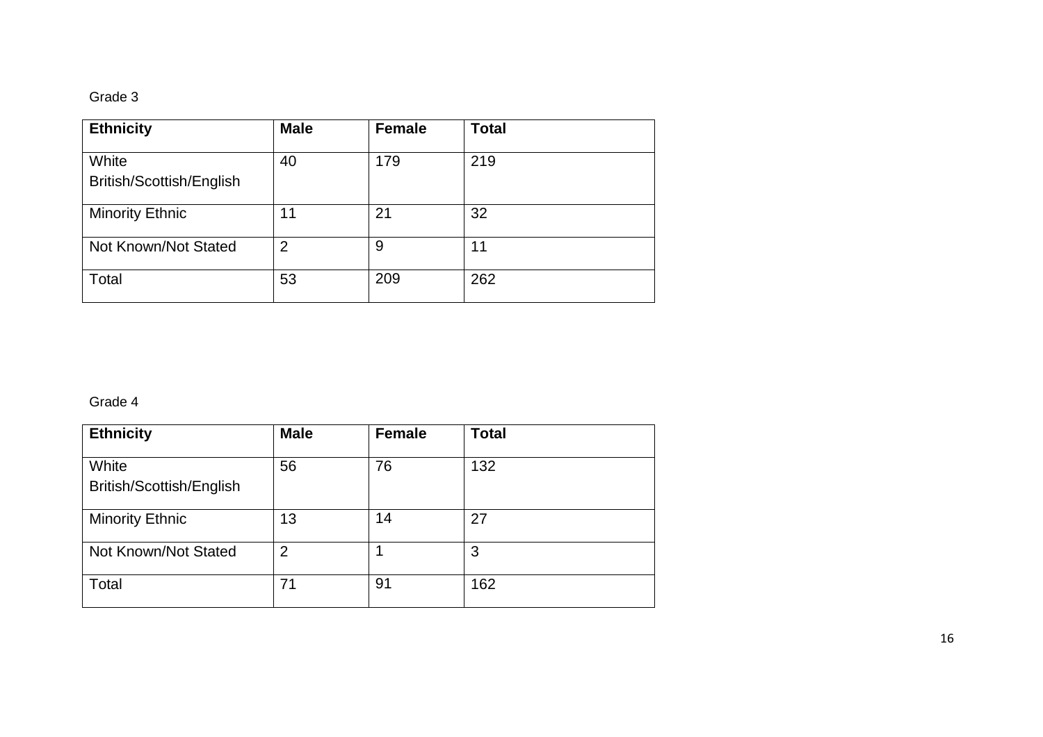Grade 3

| **Ethnicity** | **Male** | **Female** | **Total** |
| --- | --- | --- | --- |
| White British/Scottish/English | 40 | 179 | 219 |
| Minority Ethnic | 11 | 21 | 32 |
| Not Known/Not Stated | 2 | 9 | 11 |
| Total | 53 | 209 | 262 |

Grade 4

| **Ethnicity** | **Male** | **Female** | **Total** |
| --- | --- | --- | --- |
| White British/Scottish/English | 56 | 76 | 132 |
| Minority Ethnic | 13 | 14 | 27 |
| Not Known/Not Stated | 2 | 1 | 3 |
| Total | 71 | 91 | 162 |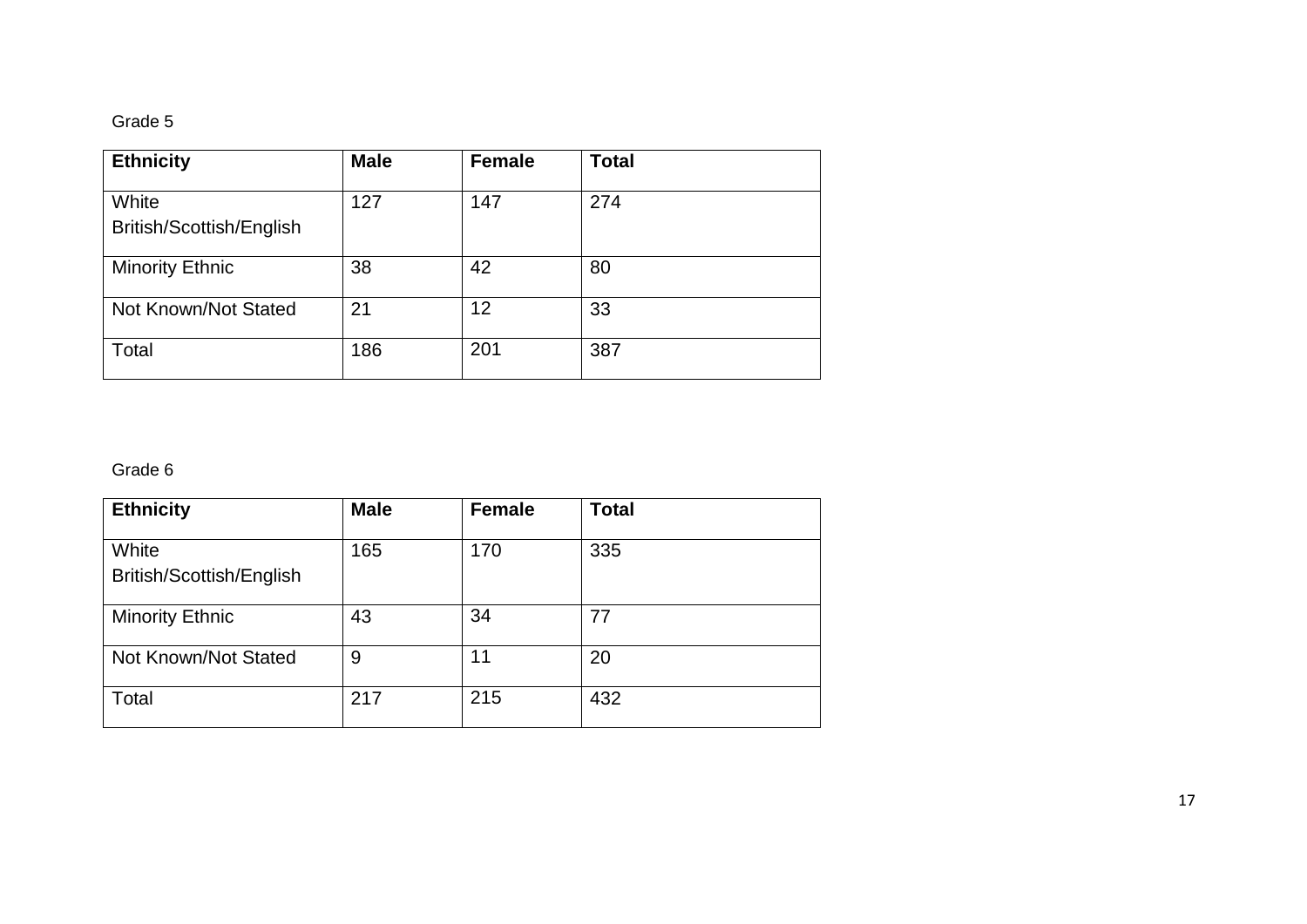Grade 5

| Ethnicity | Male | Female | Total |
|---|---|---|---|
| White British/Scottish/English | 127 | 147 | 274 |
| Minority Ethnic | 38 | 42 | 80 |
| Not Known/Not Stated | 21 | 12 | 33 |
| Total | 186 | 201 | 387 |

Grade 6

| Ethnicity | Male | Female | Total |
|---|---|---|---|
| White British/Scottish/English | 165 | 170 | 335 |
| Minority Ethnic | 43 | 34 | 77 |
| Not Known/Not Stated | 9 | 11 | 20 |
| Total | 217 | 215 | 432 |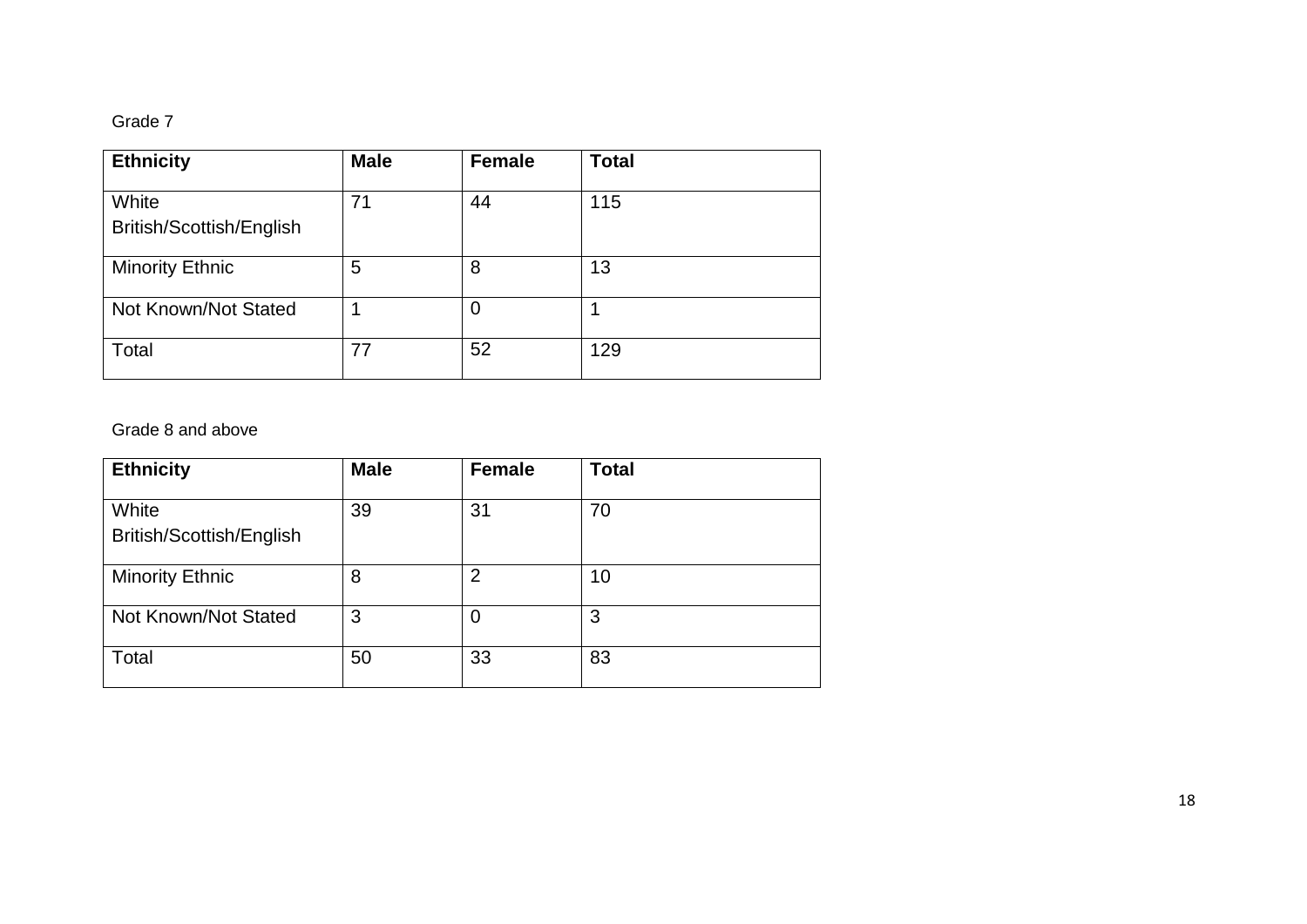Grade 7

| Ethnicity | Male | Female | Total |
|---|---|---|---|
| White British/Scottish/English | 71 | 44 | 115 |
| Minority Ethnic | 5 | 8 | 13 |
| Not Known/Not Stated | 1 | 0 | 1 |
| Total | 77 | 52 | 129 |

Grade 8 and above

| Ethnicity | Male | Female | Total |
|---|---|---|---|
| White British/Scottish/English | 39 | 31 | 70 |
| Minority Ethnic | 8 | 2 | 10 |
| Not Known/Not Stated | 3 | 0 | 3 |
| Total | 50 | 33 | 83 |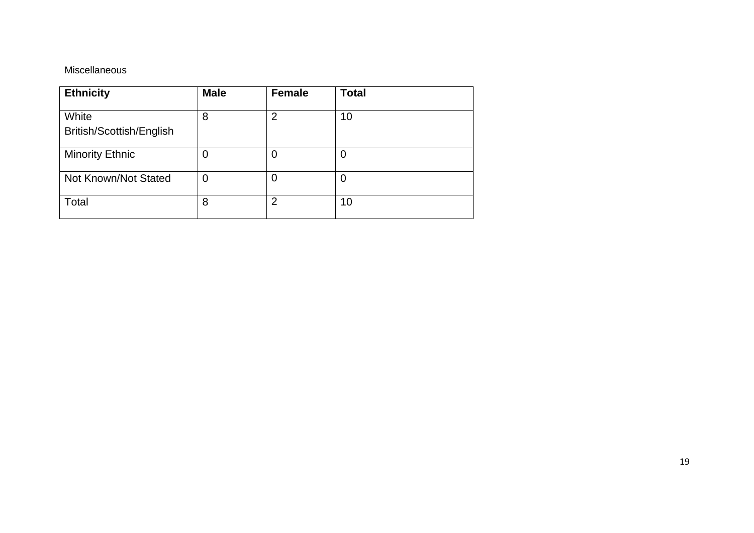Miscellaneous

| Ethnicity | Male | Female | Total |
|---|---|---|---|
| White British/Scottish/English | 8 | 2 | 10 |
| Minority Ethnic | 0 | 0 | 0 |
| Not Known/Not Stated | 0 | 0 | 0 |
| Total | 8 | 2 | 10 |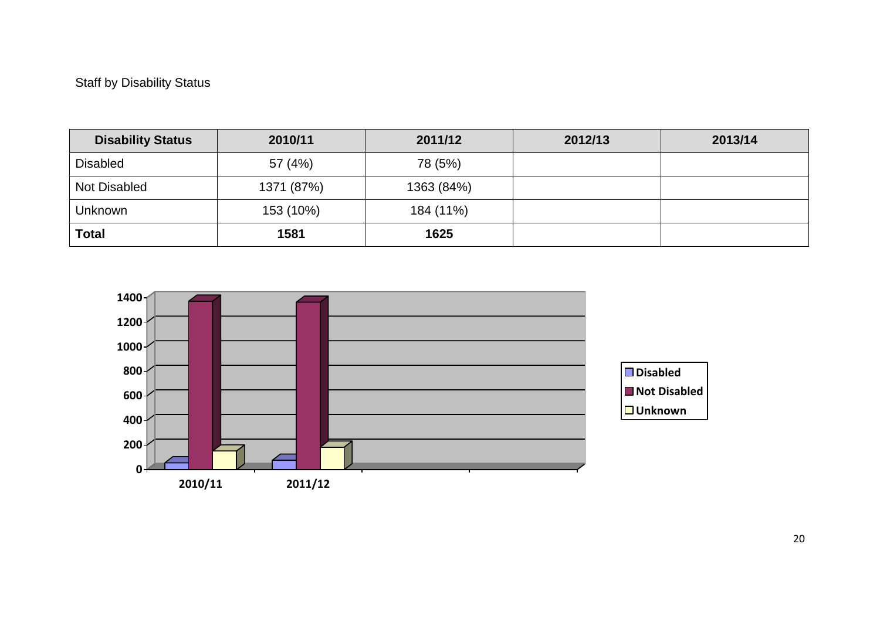Staff by Disability Status

| Disability Status | 2010/11 | 2011/12 | 2012/13 | 2013/14 |
|---|---|---|---|---|
| Disabled | 57 (4%) | 78 (5%) | | |
| Not Disabled | 1371 (87%) | 1363 (84%) | | |
| Unknown | 153 (10%) | 184 (11%) | | |
| **Total** | **1581** | **1625** | | |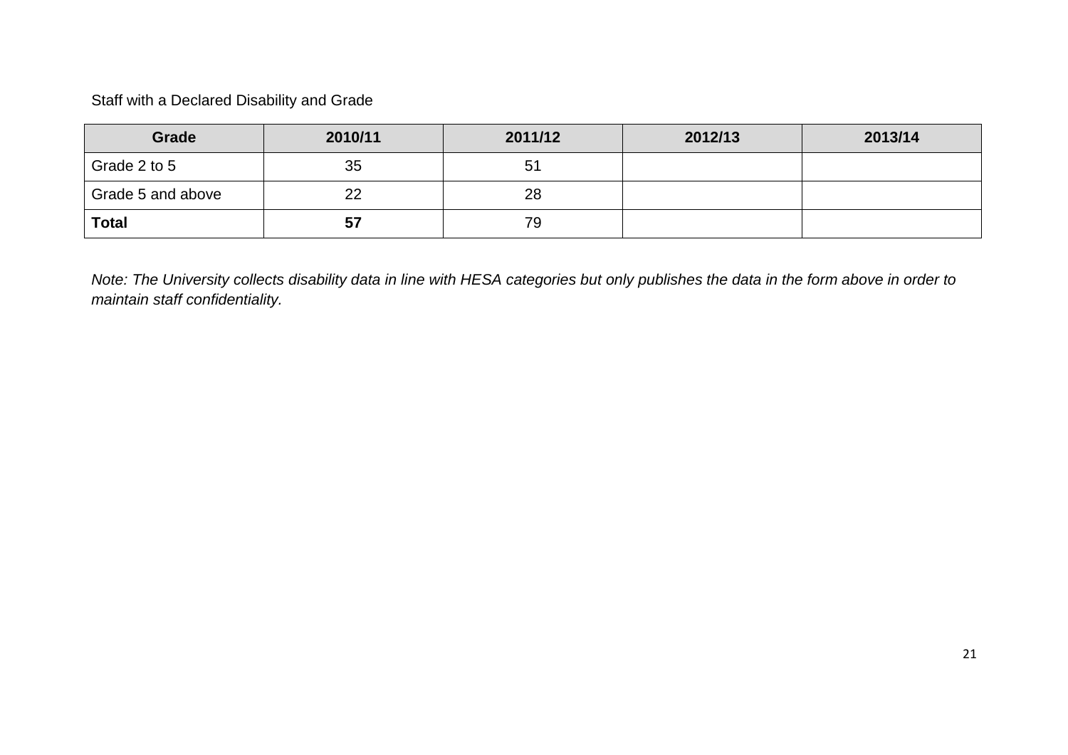Staff with a Declared Disability and Grade

| Grade | 2010/11 | 2011/12 | 2012/13 | 2013/14 |
|---|---|---|---|---|
| Grade 2 to 5 | 35 | 51 | | |
| Grade 5 and above | 22 | 28 | | |
| **Total** | **57** | 79 | | |

*Note: The University collects disability data in line with HESA categories but only publishes the data in the form above in order to maintain staff confidentiality.*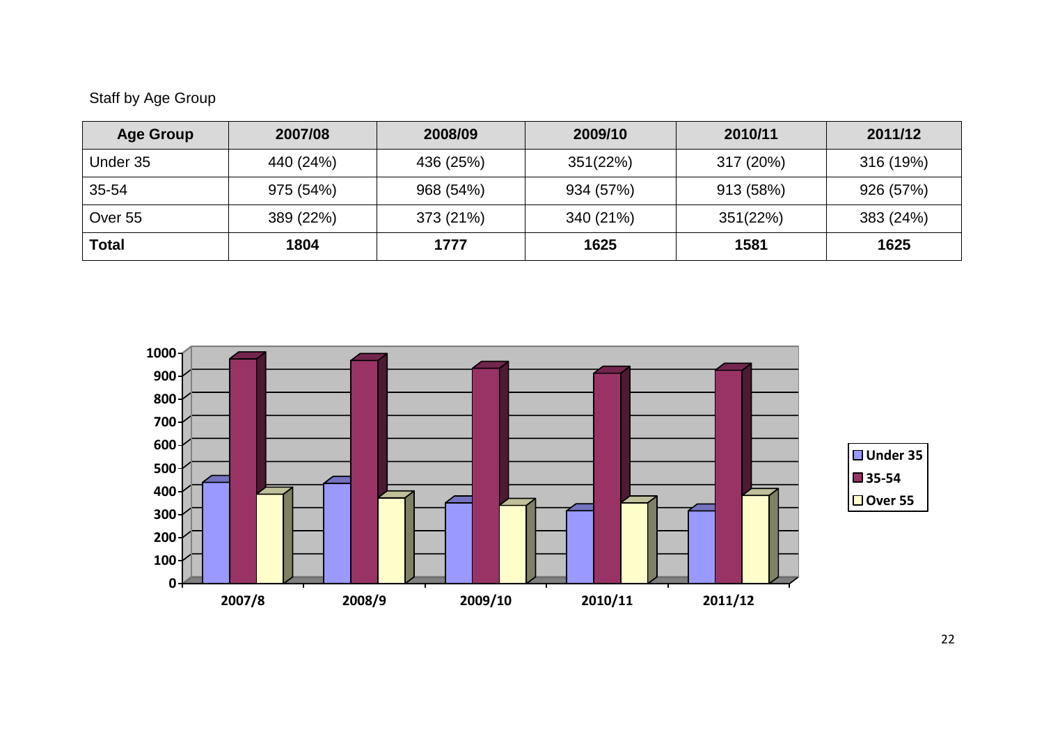Staff by Age Group

| Age Group | 2007/08 | 2008/09 | 2009/10 | 2010/11 | 2011/12 |
|---|---|---|---|---|---|
| Under 35 | 440 (24%) | 436 (25%) | 351(22%) | 317 (20%) | 316 (19%) |
| 35-54 | 975 (54%) | 968 (54%) | 934 (57%) | 913 (58%) | 926 (57%) |
| Over 55 | 389 (22%) | 373 (21%) | 340 (21%) | 351(22%) | 383 (24%) |
| **Total** | **1804** | **1777** | **1625** | **1581** | **1625** |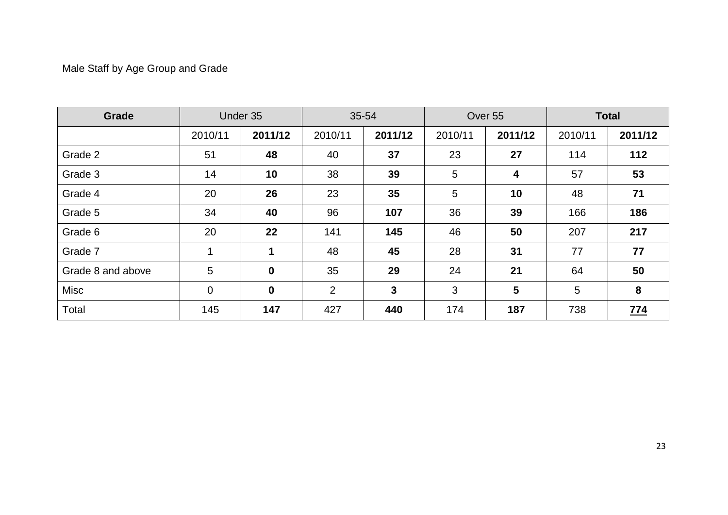Male Staff by Age Group and Grade

| **Grade** | Under 35 | | 35-54 | | Over 55 | | **Total** | |
|---|---|---|---|---|---|---|---|---|
| | 2010/11 | **2011/12** | 2010/11 | **2011/12** | 2010/11 | **2011/12** | 2010/11 | **2011/12** |
| Grade 2 | 51 | **48** | 40 | **37** | 23 | **27** | 114 | **112** |
| Grade 3 | 14 | **10** | 38 | **39** | 5 | **4** | 57 | **53** |
| Grade 4 | 20 | **26** | 23 | **35** | 5 | **10** | 48 | **71** |
| Grade 5 | 34 | **40** | 96 | **107** | 36 | **39** | 166 | **186** |
| Grade 6 | 20 | **22** | 141 | **145** | 46 | **50** | 207 | **217** |
| Grade 7 | 1 | **1** | 48 | **45** | 28 | **31** | 77 | **77** |
| Grade 8 and above | 5 | **0** | 35 | **29** | 24 | **21** | 64 | **50** |
| Misc | 0 | **0** | 2 | **3** | 3 | **5** | 5 | **8** |
| Total | 145 | **147** | 427 | **440** | 174 | **187** | 738 | **774** |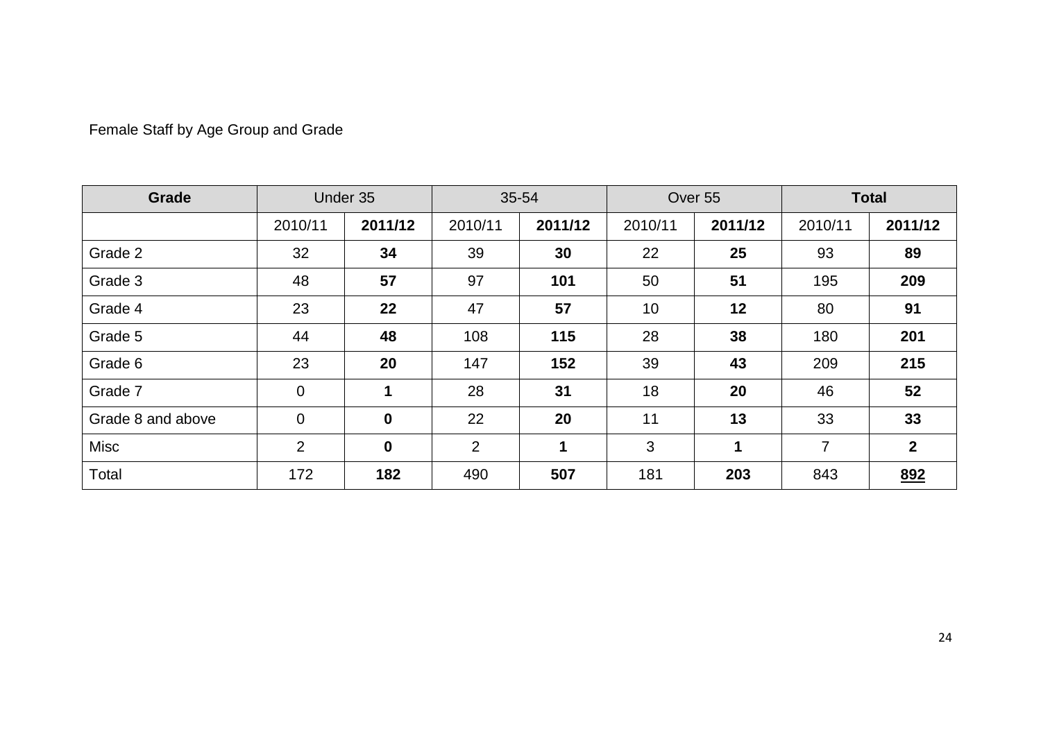Female Staff by Age Group and Grade

| **Grade** | Under 35 | | 35-54 | | Over 55 | | **Total** | |
|---|---|---|---|---|---|---|---|---|
| | 2010/11 | **2011/12** | 2010/11 | **2011/12** | 2010/11 | **2011/12** | 2010/11 | **2011/12** |
| Grade 2 | 32 | **34** | 39 | **30** | 22 | **25** | 93 | **89** |
| Grade 3 | 48 | **57** | 97 | **101** | 50 | **51** | 195 | **209** |
| Grade 4 | 23 | **22** | 47 | **57** | 10 | **12** | 80 | **91** |
| Grade 5 | 44 | **48** | 108 | **115** | 28 | **38** | 180 | **201** |
| Grade 6 | 23 | **20** | 147 | **152** | 39 | **43** | 209 | **215** |
| Grade 7 | 0 | **1** | 28 | **31** | 18 | **20** | 46 | **52** |
| Grade 8 and above | 0 | **0** | 22 | **20** | 11 | **13** | 33 | **33** |
| Misc | 2 | **0** | 2 | **1** | 3 | **1** | 7 | **2** |
| Total | 172 | **182** | 490 | **507** | 181 | **203** | 843 | **892** |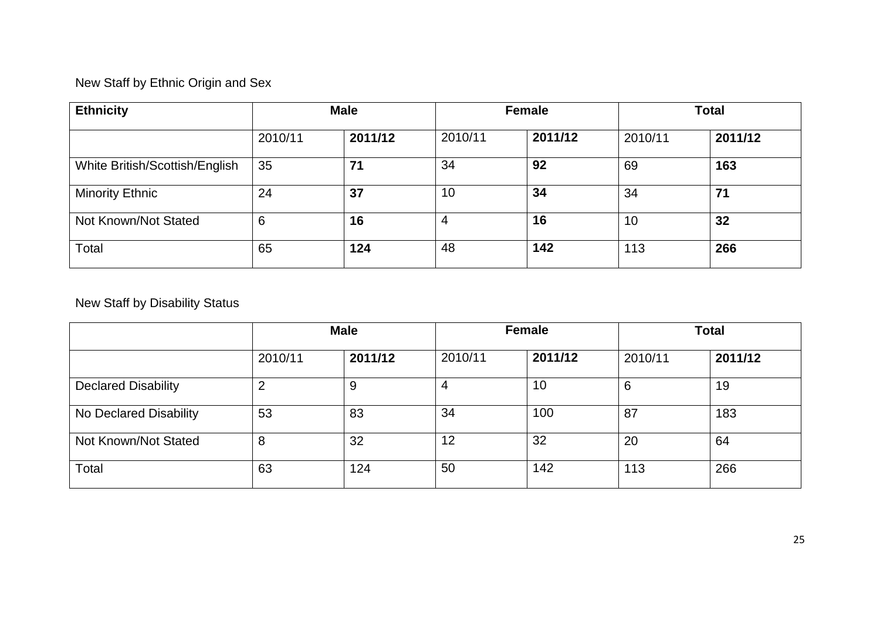New Staff by Ethnic Origin and Sex

| **Ethnicity** | **Male** | | **Female** | | **Total** | |
|---|---|---|---|---|---|---|
| | 2010/11 | **2011/12** | 2010/11 | **2011/12** | 2010/11 | **2011/12** |
| White British/Scottish/English | 35 | **71** | 34 | **92** | 69 | **163** |
| Minority Ethnic | 24 | **37** | 10 | **34** | 34 | **71** |
| Not Known/Not Stated | 6 | **16** | 4 | **16** | 10 | **32** |
| Total | 65 | **124** | 48 | **142** | 113 | **266** |

New Staff by Disability Status

| | **Male** | | **Female** | | **Total** | |
|---|---|---|---|---|---|---|
| | 2010/11 | **2011/12** | 2010/11 | **2011/12** | 2010/11 | **2011/12** |
| Declared Disability | 2 | 9 | 4 | 10 | 6 | 19 |
| No Declared Disability | 53 | 83 | 34 | 100 | 87 | 183 |
| Not Known/Not Stated | 8 | 32 | 12 | 32 | 20 | 64 |
| Total | 63 | 124 | 50 | 142 | 113 | 266 |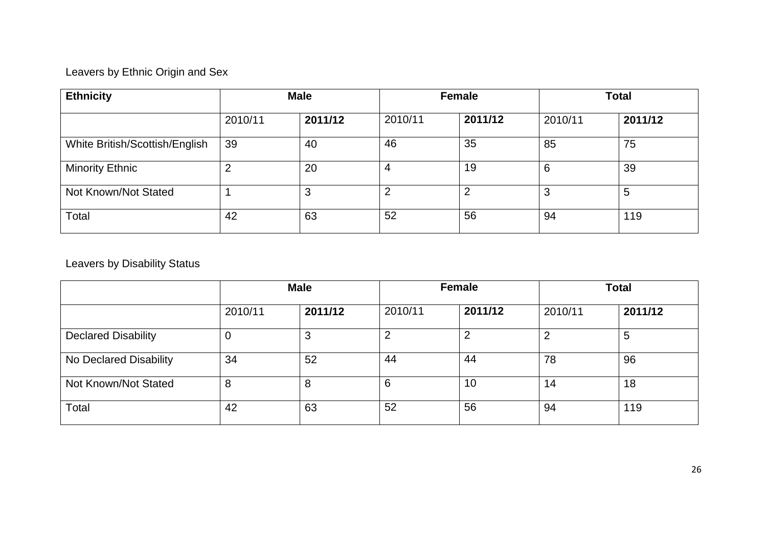Leavers by Ethnic Origin and Sex

| **Ethnicity** | **Male** | | **Female** | | **Total** | |
|---|---|---|---|---|---|---|
| | 2010/11 | **2011/12** | 2010/11 | **2011/12** | 2010/11 | **2011/12** |
| White British/Scottish/English | 39 | 40 | 46 | 35 | 85 | 75 |
| Minority Ethnic | 2 | 20 | 4 | 19 | 6 | 39 |
| Not Known/Not Stated | 1 | 3 | 2 | 2 | 3 | 5 |
| Total | 42 | 63 | 52 | 56 | 94 | 119 |

Leavers by Disability Status

| | **Male** | | **Female** | | **Total** | |
|---|---|---|---|---|---|---|
| | 2010/11 | **2011/12** | 2010/11 | **2011/12** | 2010/11 | **2011/12** |
| Declared Disability | 0 | 3 | 2 | 2 | 2 | 5 |
| No Declared Disability | 34 | 52 | 44 | 44 | 78 | 96 |
| Not Known/Not Stated | 8 | 8 | 6 | 10 | 14 | 18 |
| Total | 42 | 63 | 52 | 56 | 94 | 119 |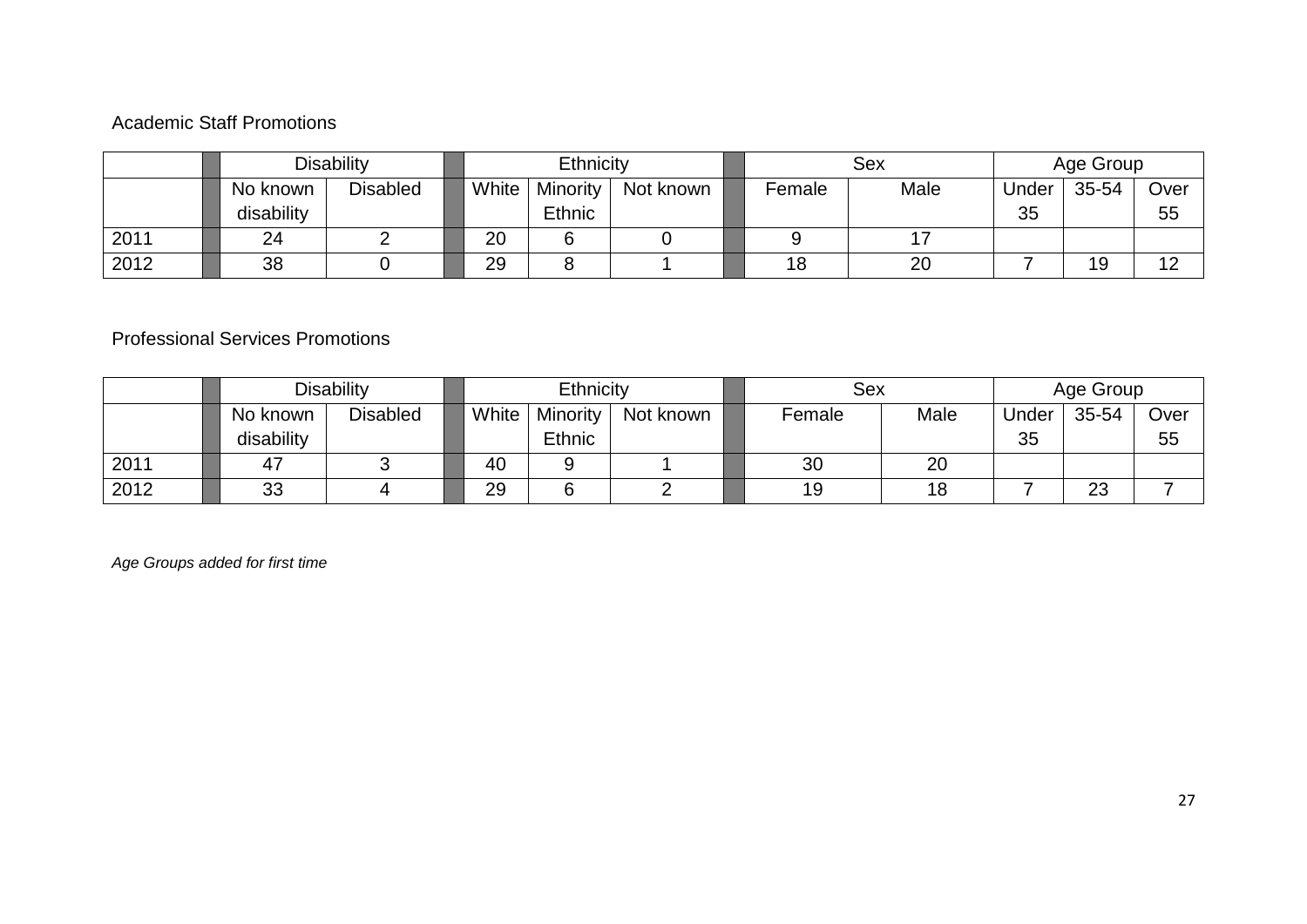Academic Staff Promotions

| | Disability | | Ethnicity | | | Sex | | Age Group | | |
|---|---|---|---|---|---|---|---|---|---|---|
| | No known disability | Disabled | White | Minority Ethnic | Not known | Female | Male | Under 35 | 35-54 | Over 55 |
| 2011 | 24 | 2 | 20 | 6 | 0 | 9 | 17 | | | |
| 2012 | 38 | 0 | 29 | 8 | 1 | 18 | 20 | 7 | 19 | 12 |

Professional Services Promotions

| | Disability | | Ethnicity | | | Sex | | Age Group | | |
|---|---|---|---|---|---|---|---|---|---|---|
| | No known disability | Disabled | White | Minority Ethnic | Not known | Female | Male | Under 35 | 35-54 | Over 55 |
| 2011 | 47 | 3 | 40 | 9 | 1 | 30 | 20 | | | |
| 2012 | 33 | 4 | 29 | 6 | 2 | 19 | 18 | 7 | 23 | 7 |

*Age Groups added for first time*